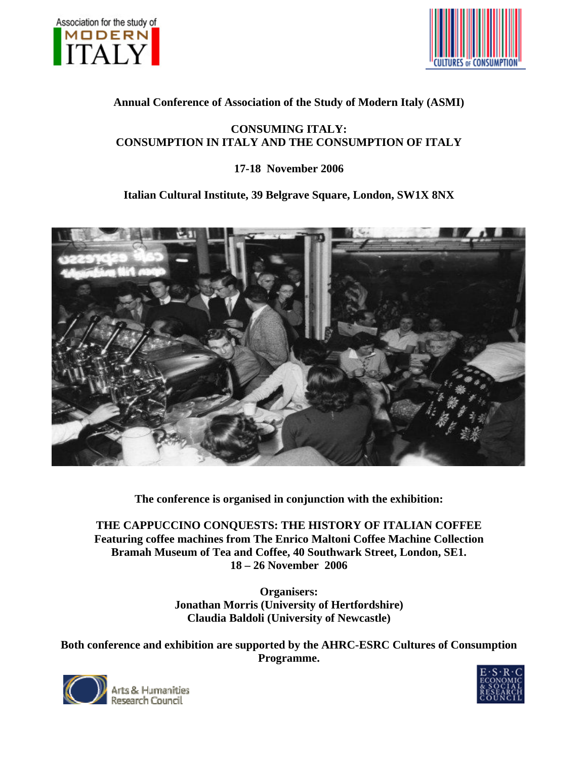Association for the study of MODERN ITALY

CULTURES OF CONSUMPTION

**Annual Conference of Association of the Study of Modern Italy (ASMI)**

# CONSUMING ITALY: CONSUMPTION IN ITALY AND THE CONSUMPTION OF ITALY

**17-18 November 2006**

**Italian Cultural Institute, 39 Belgrave Square, London, SW1X 8NX**

**The conference is organised in conjunction with the exhibition:**

**THE CAPPUCCINO CONQUESTS: THE HISTORY OF ITALIAN COFFEE**
**Featuring coffee machines from The Enrico Maltoni Coffee Machine Collection**
**Bramah Museum of Tea and Coffee, 40 Southwark Street, London, SE1.**
**18 – 26 November 2006**

**Organisers:**
**Jonathan Morris (University of Hertfordshire)**
**Claudia Baldoli (University of Newcastle)**

**Both conference and exhibition are supported by the AHRC-ESRC Cultures of Consumption Programme.**

Arts & Humanities Research Council

E·S·R·C ECONOMIC & SOCIAL RESEARCH COUNCIL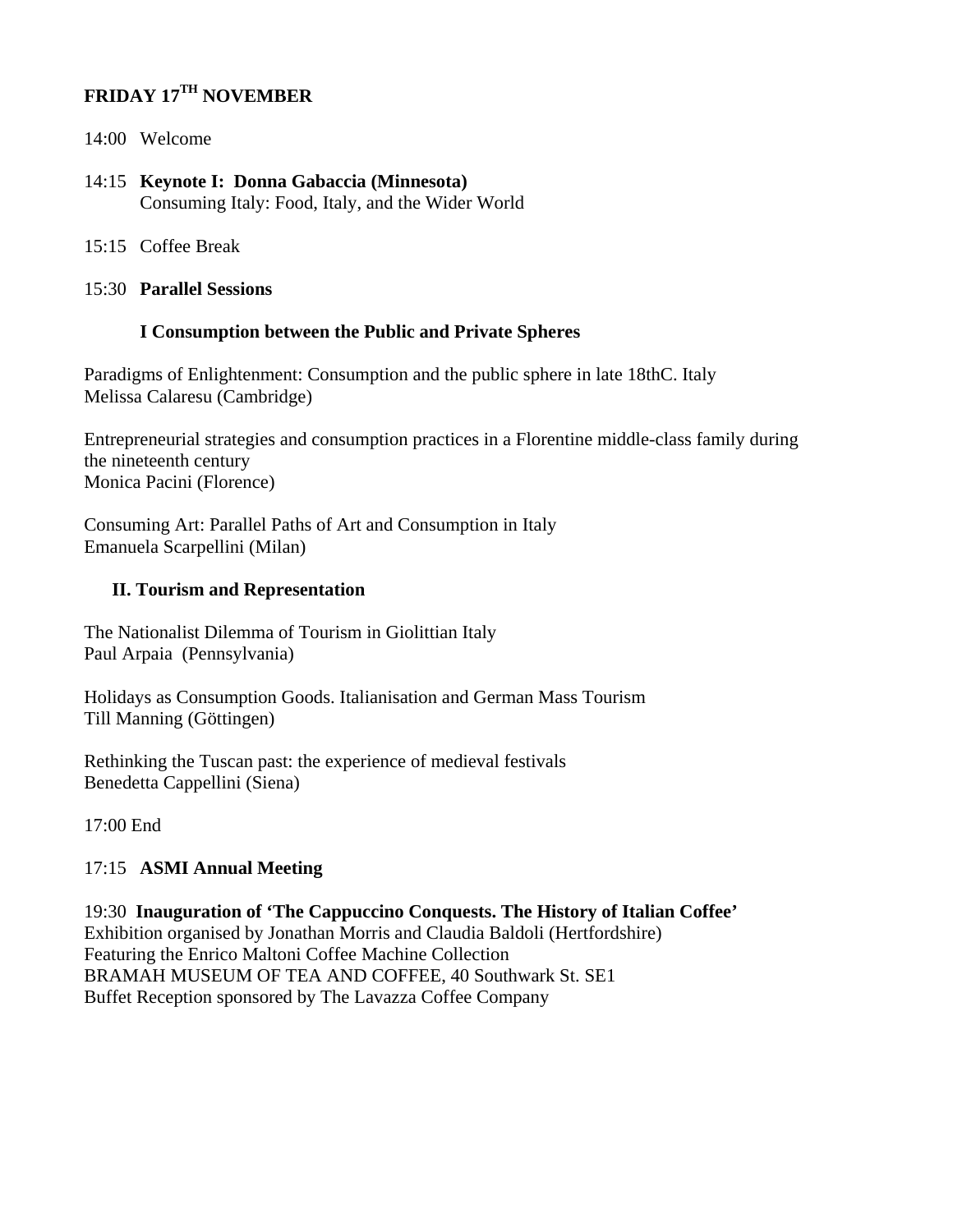## FRIDAY 17TH NOVEMBER

14:00 Welcome

14:15 **Keynote I: Donna Gabaccia (Minnesota)**
Consuming Italy: Food, Italy, and the Wider World

15:15 Coffee Break

15:30 **Parallel Sessions**

**I Consumption between the Public and Private Spheres**

Paradigms of Enlightenment: Consumption and the public sphere in late 18thC. Italy
Melissa Calaresu (Cambridge)

Entrepreneurial strategies and consumption practices in a Florentine middle-class family during the nineteenth century
Monica Pacini (Florence)

Consuming Art: Parallel Paths of Art and Consumption in Italy
Emanuela Scarpellini (Milan)

**II. Tourism and Representation**

The Nationalist Dilemma of Tourism in Giolittian Italy
Paul Arpaia (Pennsylvania)

Holidays as Consumption Goods. Italianisation and German Mass Tourism
Till Manning (Göttingen)

Rethinking the Tuscan past: the experience of medieval festivals
Benedetta Cappellini (Siena)

17:00 End

17:15 **ASMI Annual Meeting**

19:30 **Inauguration of 'The Cappuccino Conquests. The History of Italian Coffee'**
Exhibition organised by Jonathan Morris and Claudia Baldoli (Hertfordshire)
Featuring the Enrico Maltoni Coffee Machine Collection
BRAMAH MUSEUM OF TEA AND COFFEE, 40 Southwark St. SE1
Buffet Reception sponsored by The Lavazza Coffee Company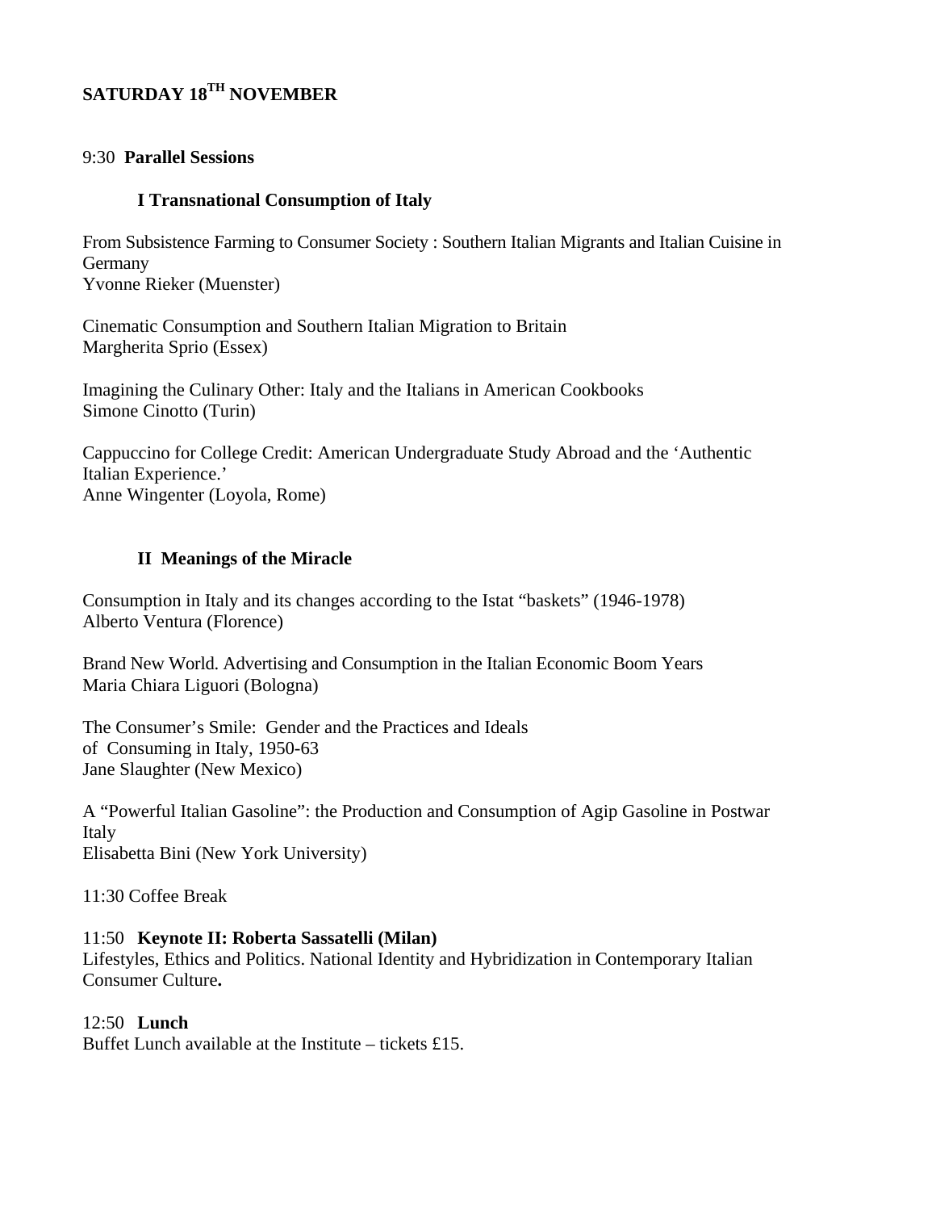## SATURDAY 18TH NOVEMBER

9:30 **Parallel Sessions**

### I Transnational Consumption of Italy

From Subsistence Farming to Consumer Society : Southern Italian Migrants and Italian Cuisine in Germany
Yvonne Rieker (Muenster)

Cinematic Consumption and Southern Italian Migration to Britain
Margherita Sprio (Essex)

Imagining the Culinary Other: Italy and the Italians in American Cookbooks
Simone Cinotto (Turin)

Cappuccino for College Credit: American Undergraduate Study Abroad and the 'Authentic Italian Experience.'
Anne Wingenter (Loyola, Rome)

### II Meanings of the Miracle

Consumption in Italy and its changes according to the Istat "baskets" (1946-1978)
Alberto Ventura (Florence)

Brand New World. Advertising and Consumption in the Italian Economic Boom Years
Maria Chiara Liguori (Bologna)

The Consumer's Smile: Gender and the Practices and Ideals of Consuming in Italy, 1950-63
Jane Slaughter (New Mexico)

A "Powerful Italian Gasoline": the Production and Consumption of Agip Gasoline in Postwar Italy
Elisabetta Bini (New York University)

11:30 Coffee Break

11:50 **Keynote II: Roberta Sassatelli (Milan)**
Lifestyles, Ethics and Politics. National Identity and Hybridization in Contemporary Italian Consumer Culture**.**

12:50 **Lunch**
Buffet Lunch available at the Institute – tickets £15.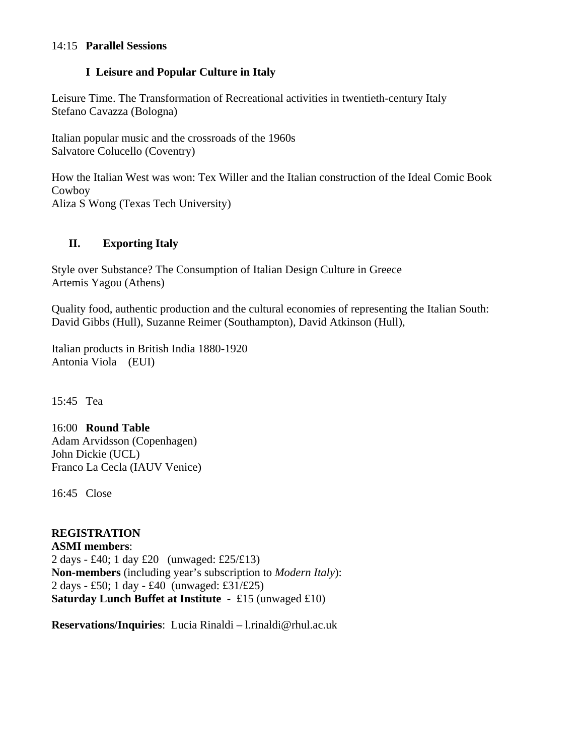14:15 **Parallel Sessions**

**I Leisure and Popular Culture in Italy**

Leisure Time. The Transformation of Recreational activities in twentieth-century Italy
Stefano Cavazza (Bologna)

Italian popular music and the crossroads of the 1960s
Salvatore Colucello (Coventry)

How the Italian West was won: Tex Willer and the Italian construction of the Ideal Comic Book Cowboy
Aliza S Wong (Texas Tech University)

**II. Exporting Italy**

Style over Substance? The Consumption of Italian Design Culture in Greece
Artemis Yagou (Athens)

Quality food, authentic production and the cultural economies of representing the Italian South:
David Gibbs (Hull), Suzanne Reimer (Southampton), David Atkinson (Hull),

Italian products in British India 1880-1920
Antonia Viola (EUI)

15:45 Tea

16:00 **Round Table**
Adam Arvidsson (Copenhagen)
John Dickie (UCL)
Franco La Cecla (IAUV Venice)

16:45 Close

**REGISTRATION**
**ASMI members**:
2 days - £40; 1 day £20 (unwaged: £25/£13)
**Non-members** (including year's subscription to *Modern Italy*):
2 days - £50; 1 day - £40 (unwaged: £31/£25)
**Saturday Lunch Buffet at Institute** - £15 (unwaged £10)

**Reservations/Inquiries**: Lucia Rinaldi – l.rinaldi@rhul.ac.uk